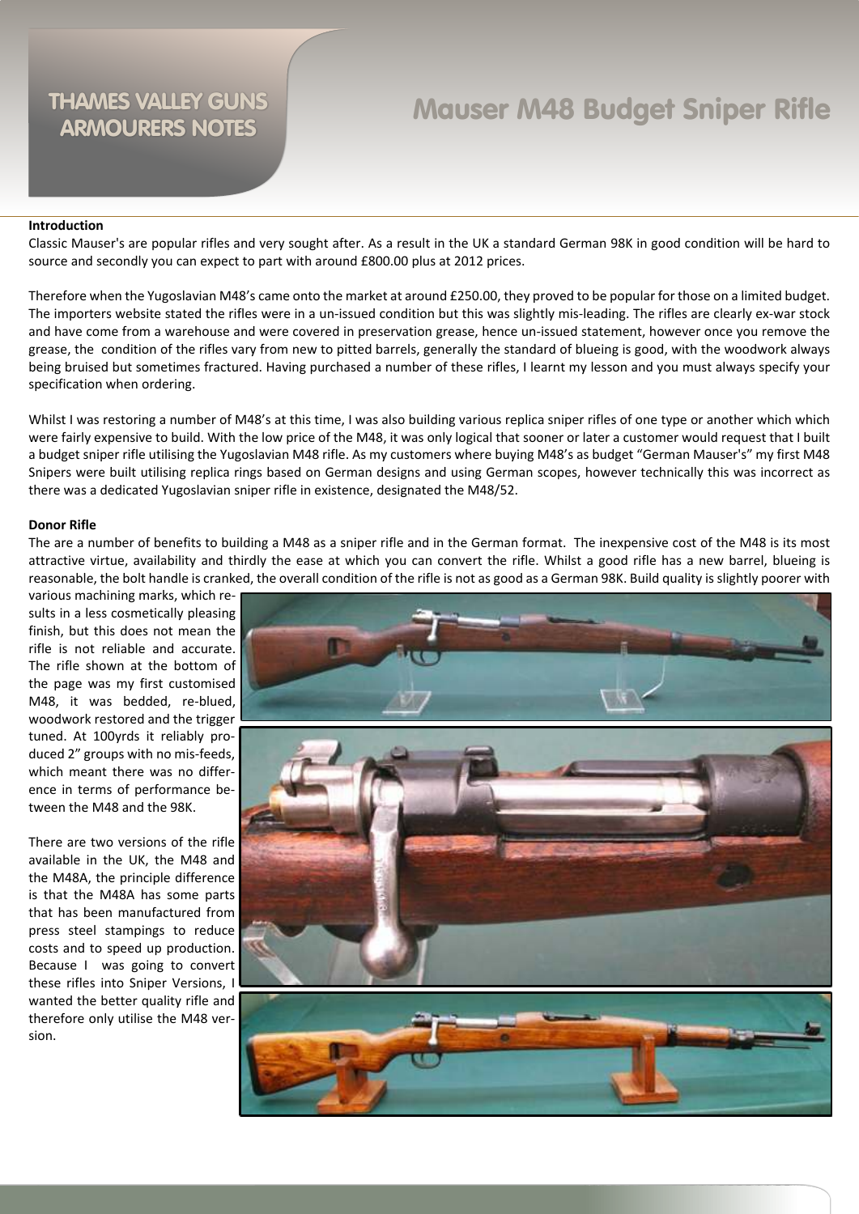# THAMES VALLEY GUNS ARMOURERS NOTES

# Mauser M48 Budget Sniper Rifle

**Introduction**

Classic Mauser's are popular rifles and very sought after. As a result in the UK a standard German 98K in good condition will be hard to source and secondly you can expect to part with around £800.00 plus at 2012 prices.

Therefore when the Yugoslavian M48's came onto the market at around £250.00, they proved to be popular for those on a limited budget. The importers website stated the rifles were in a un-issued condition but this was slightly mis-leading. The rifles are clearly ex-war stock and have come from a warehouse and were covered in preservation grease, hence un-issued statement, however once you remove the grease, the condition of the rifles vary from new to pitted barrels, generally the standard of blueing is good, with the woodwork always being bruised but sometimes fractured. Having purchased a number of these rifles, I learnt my lesson and you must always specify your specification when ordering.

Whilst I was restoring a number of M48's at this time, I was also building various replica sniper rifles of one type or another which which were fairly expensive to build. With the low price of the M48, it was only logical that sooner or later a customer would request that I built a budget sniper rifle utilising the Yugoslavian M48 rifle. As my customers where buying M48's as budget "German Mauser's" my first M48 Snipers were built utilising replica rings based on German designs and using German scopes, however technically this was incorrect as there was a dedicated Yugoslavian sniper rifle in existence, designated the M48/52.

**Donor Rifle**

The are a number of benefits to building a M48 as a sniper rifle and in the German format. The inexpensive cost of the M48 is its most attractive virtue, availability and thirdly the ease at which you can convert the rifle. Whilst a good rifle has a new barrel, blueing is reasonable, the bolt handle is cranked, the overall condition of the rifle is not as good as a German 98K. Build quality is slightly poorer with various machining marks, which results in a less cosmetically pleasing finish, but this does not mean the rifle is not reliable and accurate. The rifle shown at the bottom of the page was my first customised M48, it was bedded, re-blued, woodwork restored and the trigger tuned. At 100yrds it reliably produced 2" groups with no mis-feeds, which meant there was no difference in terms of performance between the M48 and the 98K.

There are two versions of the rifle available in the UK, the M48 and the M48A, the principle difference is that the M48A has some parts that has been manufactured from press steel stampings to reduce costs and to speed up production. Because I was going to convert these rifles into Sniper Versions, I wanted the better quality rifle and therefore only utilise the M48 version.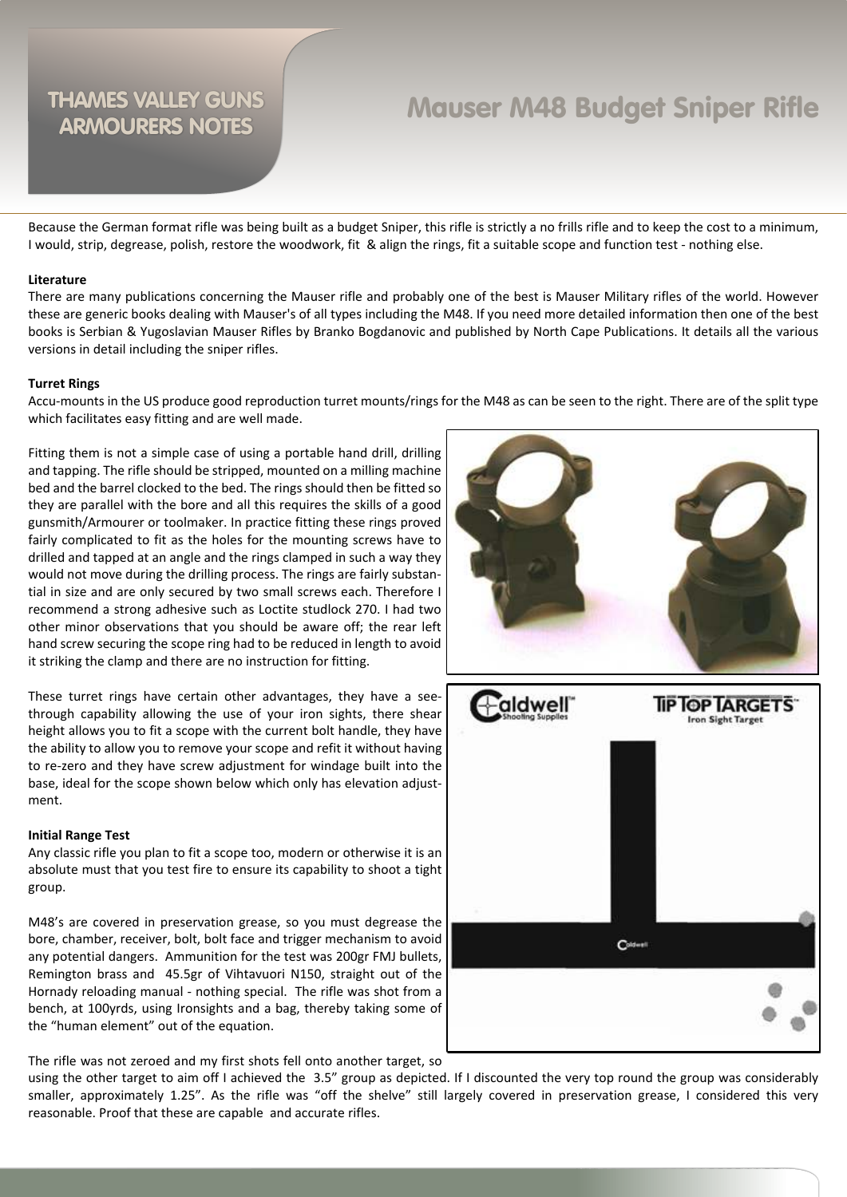# THAMES VALLEY GUNS ARMOURERS NOTES

# Mauser M48 Budget Sniper Rifle

Because the German format rifle was being built as a budget Sniper, this rifle is strictly a no frills rifle and to keep the cost to a minimum, I would, strip, degrease, polish, restore the woodwork, fit & align the rings, fit a suitable scope and function test - nothing else.

**Literature**

There are many publications concerning the Mauser rifle and probably one of the best is Mauser Military rifles of the world. However these are generic books dealing with Mauser's of all types including the M48. If you need more detailed information then one of the best books is Serbian & Yugoslavian Mauser Rifles by Branko Bogdanovic and published by North Cape Publications. It details all the various versions in detail including the sniper rifles.

**Turret Rings**

Accu-mounts in the US produce good reproduction turret mounts/rings for the M48 as can be seen to the right. There are of the split type which facilitates easy fitting and are well made.

Fitting them is not a simple case of using a portable hand drill, drilling and tapping. The rifle should be stripped, mounted on a milling machine bed and the barrel clocked to the bed. The rings should then be fitted so they are parallel with the bore and all this requires the skills of a good gunsmith/Armourer or toolmaker. In practice fitting these rings proved fairly complicated to fit as the holes for the mounting screws have to drilled and tapped at an angle and the rings clamped in such a way they would not move during the drilling process. The rings are fairly substantial in size and are only secured by two small screws each. Therefore I recommend a strong adhesive such as Loctite studlock 270. I had two other minor observations that you should be aware off; the rear left hand screw securing the scope ring had to be reduced in length to avoid it striking the clamp and there are no instruction for fitting.

These turret rings have certain other advantages, they have a see-through capability allowing the use of your iron sights, there shear height allows you to fit a scope with the current bolt handle, they have the ability to allow you to remove your scope and refit it without having to re-zero and they have screw adjustment for windage built into the base, ideal for the scope shown below which only has elevation adjustment.

**Initial Range Test**

Any classic rifle you plan to fit a scope too, modern or otherwise it is an absolute must that you test fire to ensure its capability to shoot a tight group.

M48's are covered in preservation grease, so you must degrease the bore, chamber, receiver, bolt, bolt face and trigger mechanism to avoid any potential dangers. Ammunition for the test was 200gr FMJ bullets, Remington brass and 45.5gr of Vihtavuori N150, straight out of the Hornady reloading manual - nothing special. The rifle was shot from a bench, at 100yrds, using Ironsights and a bag, thereby taking some of the "human element" out of the equation.

The rifle was not zeroed and my first shots fell onto another target, so using the other target to aim off I achieved the 3.5" group as depicted. If I discounted the very top round the group was considerably smaller, approximately 1.25". As the rifle was "off the shelve" still largely covered in preservation grease, I considered this very reasonable. Proof that these are capable and accurate rifles.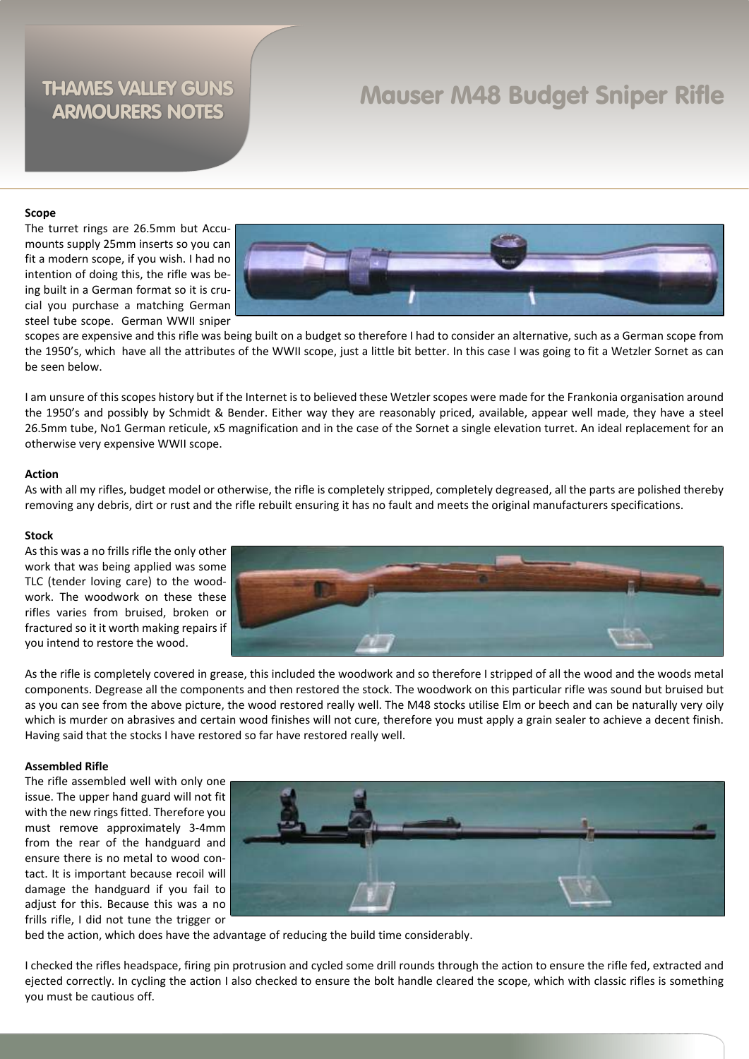**Scope**

The turret rings are 26.5mm but Accu-mounts supply 25mm inserts so you can fit a modern scope, if you wish. I had no intention of doing this, the rifle was being built in a German format so it is crucial you purchase a matching German steel tube scope. German WWII sniper scopes are expensive and this rifle was being built on a budget so therefore I had to consider an alternative, such as a German scope from the 1950's, which have all the attributes of the WWII scope, just a little bit better. In this case I was going to fit a Wetzler Sornet as can be seen below.

I am unsure of this scopes history but if the Internet is to believed these Wetzler scopes were made for the Frankonia organisation around the 1950's and possibly by Schmidt & Bender. Either way they are reasonably priced, available, appear well made, they have a steel 26.5mm tube, No1 German reticule, x5 magnification and in the case of the Sornet a single elevation turret. An ideal replacement for an otherwise very expensive WWII scope.

**Action**

As with all my rifles, budget model or otherwise, the rifle is completely stripped, completely degreased, all the parts are polished thereby removing any debris, dirt or rust and the rifle rebuilt ensuring it has no fault and meets the original manufacturers specifications.

**Stock**

As this was a no frills rifle the only other work that was being applied was some TLC (tender loving care) to the woodwork. The woodwork on these these rifles varies from bruised, broken or fractured so it it worth making repairs if you intend to restore the wood.

As the rifle is completely covered in grease, this included the woodwork and so therefore I stripped of all the wood and the woods metal components. Degrease all the components and then restored the stock. The woodwork on this particular rifle was sound but bruised but as you can see from the above picture, the wood restored really well. The M48 stocks utilise Elm or beech and can be naturally very oily which is murder on abrasives and certain wood finishes will not cure, therefore you must apply a grain sealer to achieve a decent finish. Having said that the stocks I have restored so far have restored really well.

**Assembled Rifle**

The rifle assembled well with only one issue. The upper hand guard will not fit with the new rings fitted. Therefore you must remove approximately 3-4mm from the rear of the handguard and ensure there is no metal to wood contact. It is important because recoil will damage the handguard if you fail to adjust for this. Because this was a no frills rifle, I did not tune the trigger or bed the action, which does have the advantage of reducing the build time considerably.

I checked the rifles headspace, firing pin protrusion and cycled some drill rounds through the action to ensure the rifle fed, extracted and ejected correctly. In cycling the action I also checked to ensure the bolt handle cleared the scope, which with classic rifles is something you must be cautious off.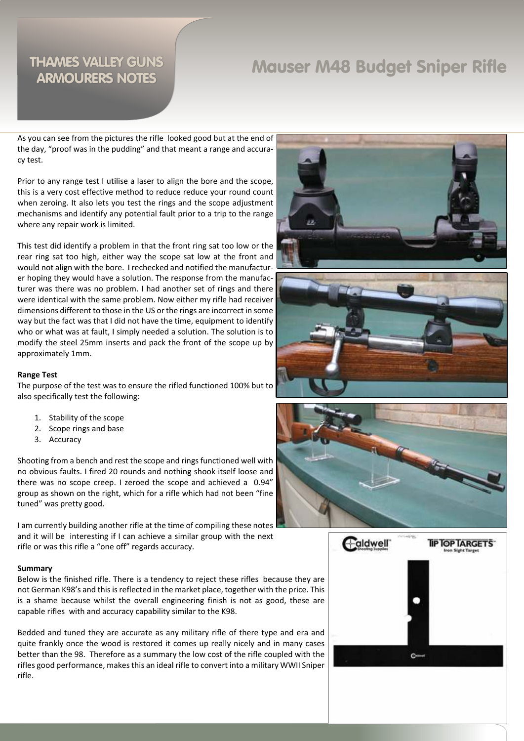# Mauser M48 Budget Sniper Rifle

As you can see from the pictures the rifle looked good but at the end of the day, "proof was in the pudding" and that meant a range and accuracy test.

Prior to any range test I utilise a laser to align the bore and the scope, this is a very cost effective method to reduce reduce your round count when zeroing. It also lets you test the rings and the scope adjustment mechanisms and identify any potential fault prior to a trip to the range where any repair work is limited.

This test did identify a problem in that the front ring sat too low or the rear ring sat too high, either way the scope sat low at the front and would not align with the bore. I rechecked and notified the manufacturer hoping they would have a solution. The response from the manufacturer was there was no problem. I had another set of rings and there were identical with the same problem. Now either my rifle had receiver dimensions different to those in the US or the rings are incorrect in some way but the fact was that I did not have the time, equipment to identify who or what was at fault, I simply needed a solution. The solution is to modify the steel 25mm inserts and pack the front of the scope up by approximately 1mm.

**Range Test**

The purpose of the test was to ensure the rifled functioned 100% but to also specifically test the following:

1. Stability of the scope
2. Scope rings and base
3. Accuracy

Shooting from a bench and rest the scope and rings functioned well with no obvious faults. I fired 20 rounds and nothing shook itself loose and there was no scope creep. I zeroed the scope and achieved a 0.94" group as shown on the right, which for a rifle which had not been "fine tuned" was pretty good.

I am currently building another rifle at the time of compiling these notes and it will be interesting if I can achieve a similar group with the next rifle or was this rifle a "one off" regards accuracy.

**Summary**

Below is the finished rifle. There is a tendency to reject these rifles because they are not German K98's and this is reflected in the market place, together with the price. This is a shame because whilst the overall engineering finish is not as good, these are capable rifles with and accuracy capability similar to the K98.

Bedded and tuned they are accurate as any military rifle of there type and era and quite frankly once the wood is restored it comes up really nicely and in many cases better than the 98. Therefore as a summary the low cost of the rifle coupled with the rifles good performance, makes this an ideal rifle to convert into a military WWII Sniper rifle.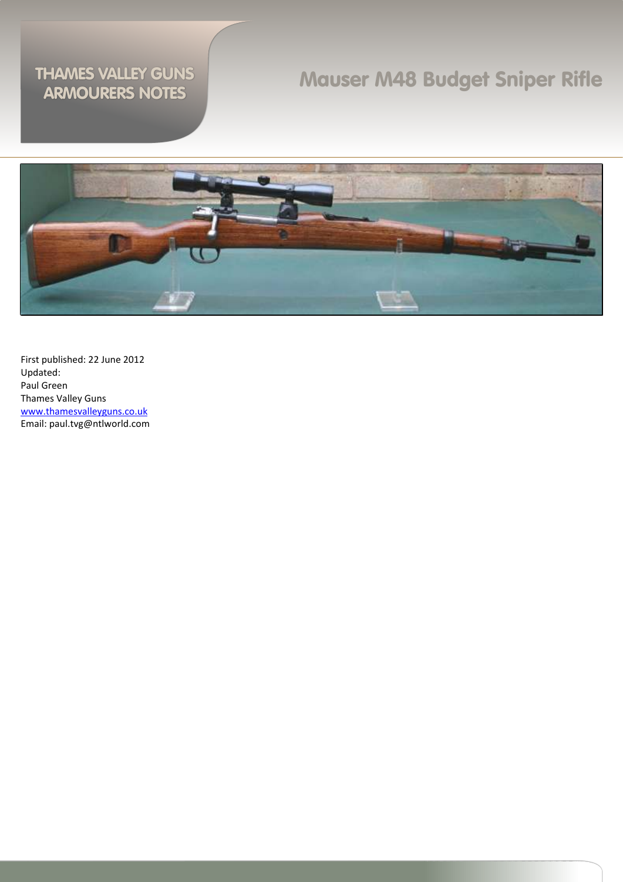THAMES VALLEY GUNS
ARMOURERS NOTES

# Mauser M48 Budget Sniper Rifle

First published: 22 June 2012
Updated:
Paul Green
Thames Valley Guns
[www.thamesvalleyguns.co.uk](http://www.thamesvalleyguns.co.uk)
Email: paul.tvg@ntlworld.com